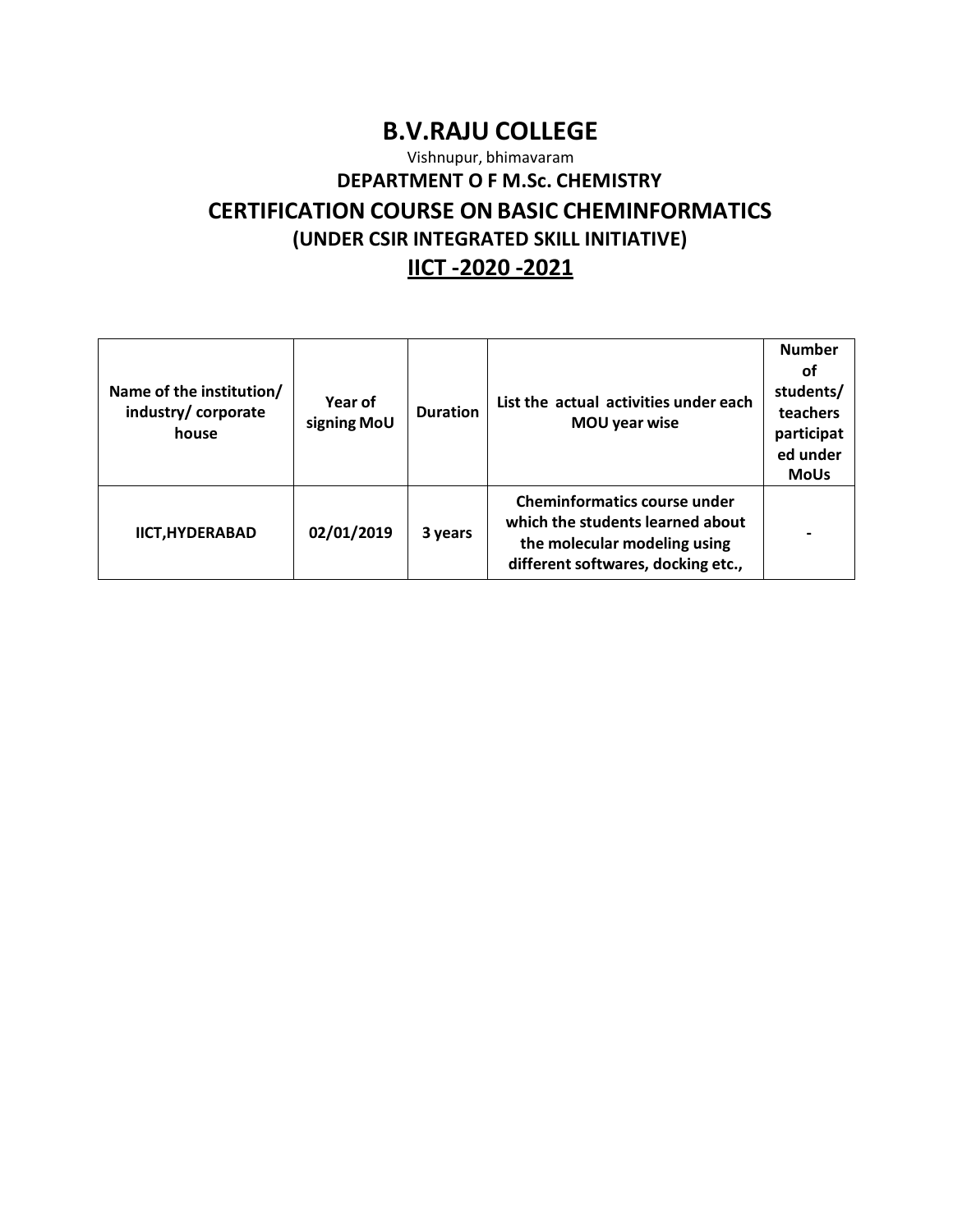# B.V.RAJU COLLEGE

Vishnupur, bhimavaram

## DEPARTMENT O F M.Sc. CHEMISTRY

## CERTIFICATION COURSE ON BASIC CHEMINFORMATICS

### (UNDER CSIR INTEGRATED SKILL INITIATIVE)

## IICT -2020 -2021

| Name of the institution/ industry/ corporate house | Year of signing MoU | Duration | List the actual activities under each MOU year wise | Number of students/ teachers participated under MoUs |
|---|---|---|---|---|
| IICT,HYDERABAD | 02/01/2019 | 3 years | Cheminformatics course under which the students learned about the molecular modeling using different softwares, docking etc., | - |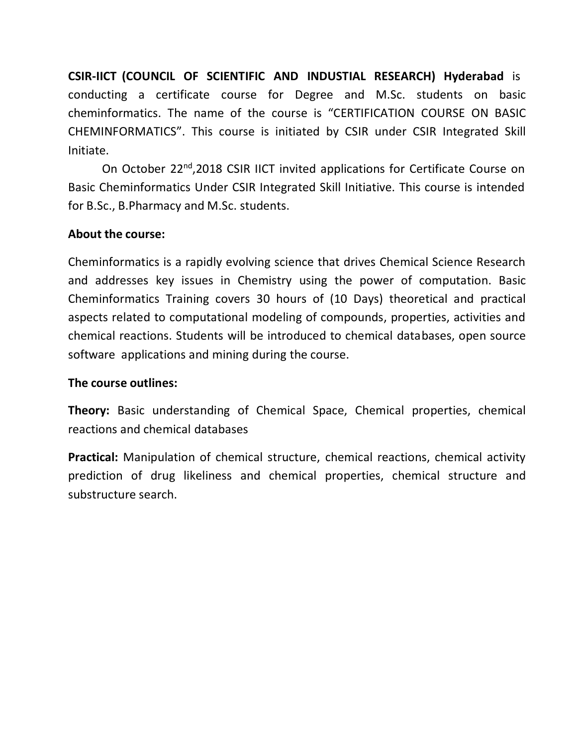**CSIR-IICT (COUNCIL OF SCIENTIFIC AND INDUSTIAL RESEARCH) Hyderabad** is conducting a certificate course for Degree and M.Sc. students on basic cheminformatics. The name of the course is "CERTIFICATION COURSE ON BASIC CHEMINFORMATICS". This course is initiated by CSIR under CSIR Integrated Skill Initiate.

On October 22nd,2018 CSIR IICT invited applications for Certificate Course on Basic Cheminformatics Under CSIR Integrated Skill Initiative. This course is intended for B.Sc., B.Pharmacy and M.Sc. students.

**About the course:**

Cheminformatics is a rapidly evolving science that drives Chemical Science Research and addresses key issues in Chemistry using the power of computation. Basic Cheminformatics Training covers 30 hours of (10 Days) theoretical and practical aspects related to computational modeling of compounds, properties, activities and chemical reactions. Students will be introduced to chemical databases, open source software applications and mining during the course.

**The course outlines:**

**Theory:** Basic understanding of Chemical Space, Chemical properties, chemical reactions and chemical databases

**Practical:** Manipulation of chemical structure, chemical reactions, chemical activity prediction of drug likeliness and chemical properties, chemical structure and substructure search.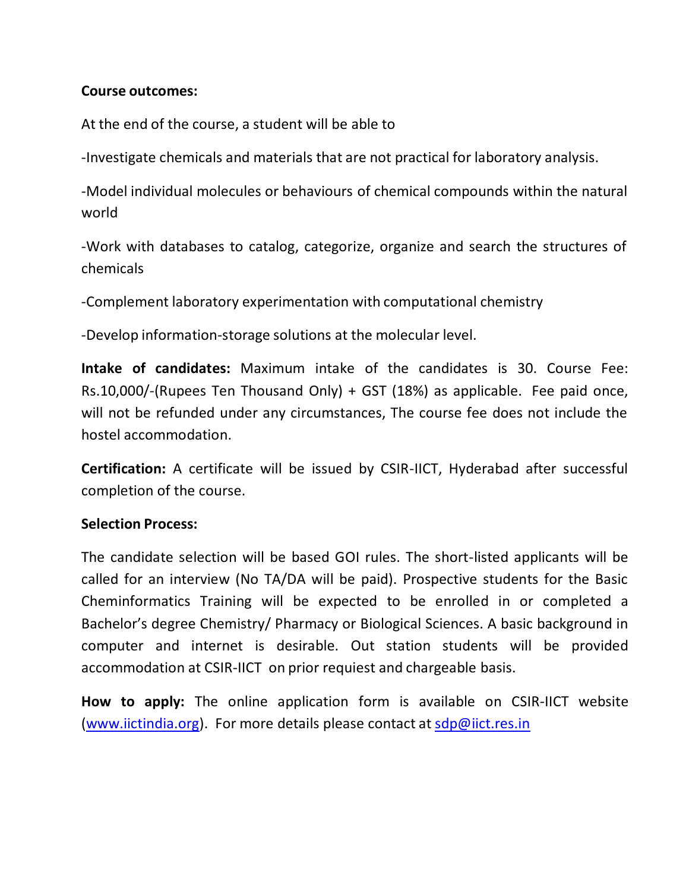**Course outcomes:**

At the end of the course, a student will be able to

-Investigate chemicals and materials that are not practical for laboratory analysis.

-Model individual molecules or behaviours of chemical compounds within the natural world

-Work with databases to catalog, categorize, organize and search the structures of chemicals

-Complement laboratory experimentation with computational chemistry

-Develop information-storage solutions at the molecular level.

**Intake of candidates:** Maximum intake of the candidates is 30. Course Fee: Rs.10,000/-(Rupees Ten Thousand Only) + GST (18%) as applicable. Fee paid once, will not be refunded under any circumstances, The course fee does not include the hostel accommodation.

**Certification:** A certificate will be issued by CSIR-IICT, Hyderabad after successful completion of the course.

**Selection Process:**

The candidate selection will be based GOI rules. The short-listed applicants will be called for an interview (No TA/DA will be paid). Prospective students for the Basic Cheminformatics Training will be expected to be enrolled in or completed a Bachelor's degree Chemistry/ Pharmacy or Biological Sciences. A basic background in computer and internet is desirable. Out station students will be provided accommodation at CSIR-IICT on prior requiest and chargeable basis.

**How to apply:** The online application form is available on CSIR-IICT website (www.iictindia.org). For more details please contact at sdp@iict.res.in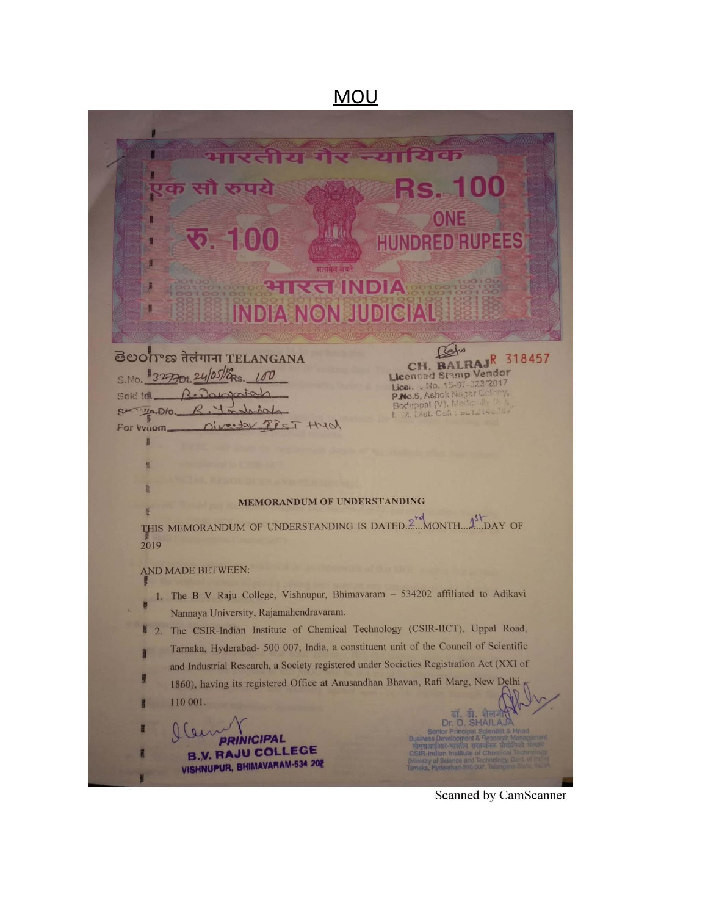# MOU

भारतीय गैर न्यायिक

एक सौ रुपये **Rs. 100**

रु. 100 ONE HUNDRED RUPEES

सत्यमेव जयते

भारत INDIA

INDIA NON JUDICIAL

తెలంగాణ तेलंगाना TELANGANA

R 318457

S.No. 3277 Dt. 24/05/18 Rs. 100

Sold to B. Durgaiah

S/o. D/o. R. Yadaiah

For Whom Director IICT Hyd

CH. BALRAJ
Licenced Stamp Vendor
Licence No. 15-07-023/2017
P.No.6, Ashok Nagar Colony,
Boduppal (V), Medipally (M),
R. R. Dist.

**MEMORANDUM OF UNDERSTANDING**

THIS MEMORANDUM OF UNDERSTANDING IS DATED 2nd MONTH 1st DAY OF 2019

AND MADE BETWEEN:

1. The B V Raju College, Vishnupur, Bhimavaram – 534202 affiliated to Adikavi Nannaya University, Rajamahendravaram.
2. The CSIR-Indian Institute of Chemical Technology (CSIR-IICT), Uppal Road, Tarnaka, Hyderabad- 500 007, India, a constituent unit of the Council of Scientific and Industrial Research, a Society registered under Societies Registration Act (XXI of 1860), having its registered Office at Anusandhan Bhavan, Rafi Marg, New Delhi – 110 001.

**PRINICIPAL**
**B.V. RAJU COLLEGE**
**VISHNUPUR, BHIMAVARAM-534 202**

डॉ. डी. शैलजा
Dr. D. SHAILAJA
Senior Principal Scientist & Head
Business Development & Research Management
सीएसआईआर-भारतीय रासायनिक प्रौद्योगिकी संस्थान
CSIR-Indian Institute of Chemical Technology
(Ministry of Science and Technology, Govt. of India)
Tarnaka, Hyderabad-500 007, Telangana State, INDIA

Scanned by CamScanner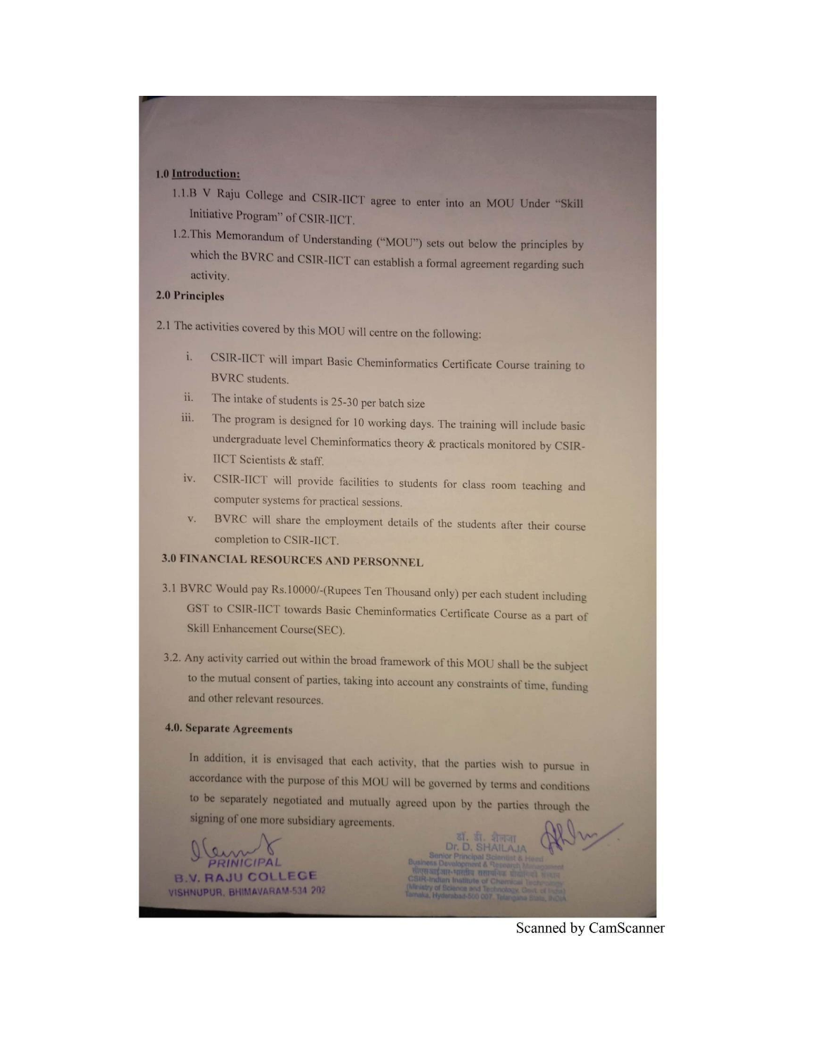**1.0 Introduction:**

1.1. B V Raju College and CSIR-IICT agree to enter into an MOU Under "Skill Initiative Program" of CSIR-IICT.

1.2. This Memorandum of Understanding ("MOU") sets out below the principles by which the BVRC and CSIR-IICT can establish a formal agreement regarding such activity.

**2.0 Principles**

2.1 The activities covered by this MOU will centre on the following:

i. CSIR-IICT will impart Basic Cheminformatics Certificate Course training to BVRC students.

ii. The intake of students is 25-30 per batch size

iii. The program is designed for 10 working days. The training will include basic undergraduate level Cheminformatics theory & practicals monitored by CSIR-IICT Scientists & staff.

iv. CSIR-IICT will provide facilities to students for class room teaching and computer systems for practical sessions.

v. BVRC will share the employment details of the students after their course completion to CSIR-IICT.

**3.0 FINANCIAL RESOURCES AND PERSONNEL**

3.1 BVRC Would pay Rs.10000/-(Rupees Ten Thousand only) per each student including GST to CSIR-IICT towards Basic Cheminformatics Certificate Course as a part of Skill Enhancement Course(SEC).

3.2. Any activity carried out within the broad framework of this MOU shall be the subject to the mutual consent of parties, taking into account any constraints of time, funding and other relevant resources.

**4.0. Separate Agreements**

In addition, it is envisaged that each activity, that the parties wish to pursue in accordance with the purpose of this MOU will be governed by terms and conditions to be separately negotiated and mutually agreed upon by the parties through the signing of one more subsidiary agreements.

PRINCIPAL
B.V. RAJU COLLEGE
VISHNUPUR, BHIMAVARAM-534 202

डॉ. डी. शैलजा
Dr. D. SHAILAJA
Senior Principal Scientist & Head
Business Development & Research Management
सीएसआईआर-भारतीय रासायनिक प्रौद्योगिकी संस्थान
CSIR-Indian Institute of Chemical Technology
(Ministry of Science and Technology, Govt. of India)
Tarnaka, Hyderabad-500 007, Telangana State, INDIA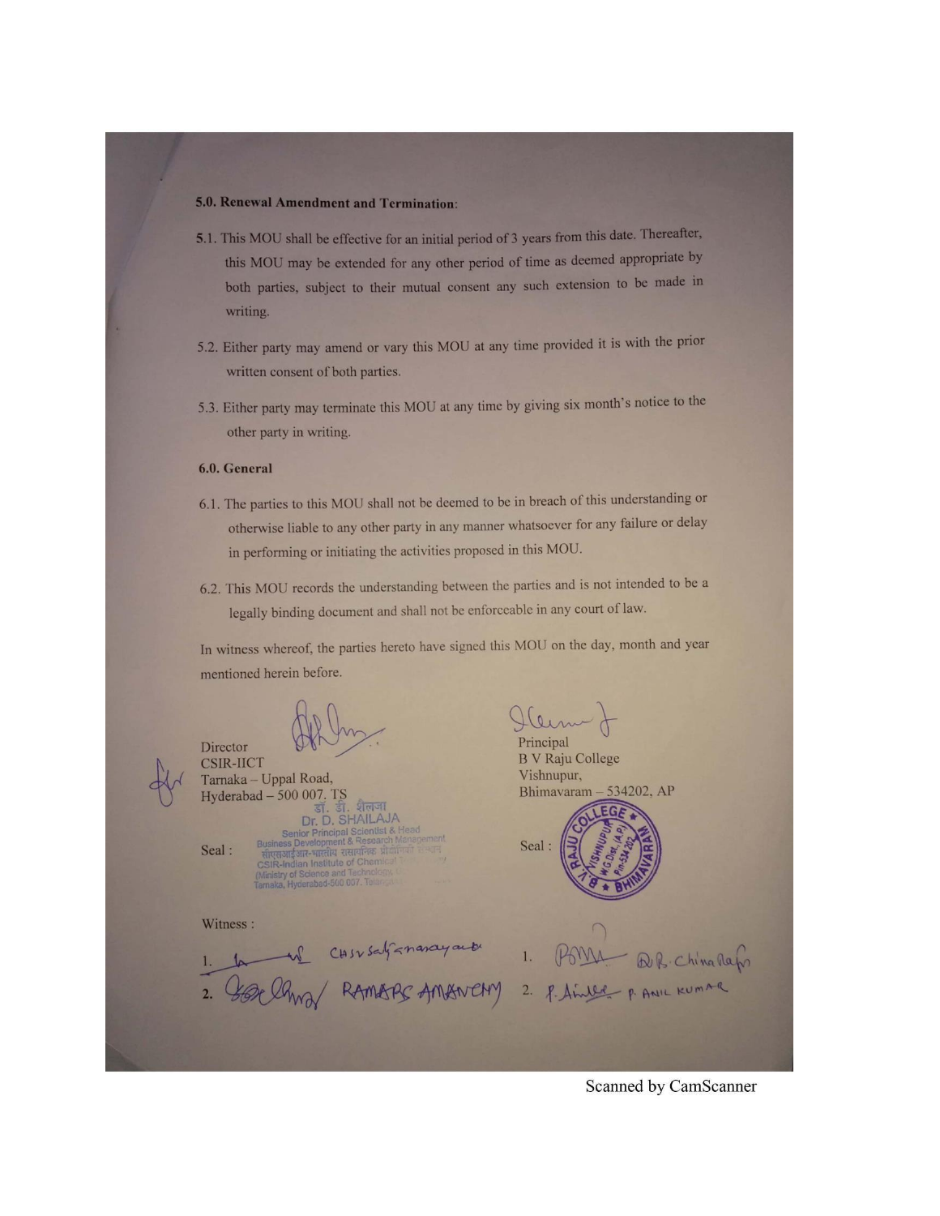**5.0. Renewal Amendment and Termination**:

5.1. This MOU shall be effective for an initial period of 3 years from this date. Thereafter, this MOU may be extended for any other period of time as deemed appropriate by both parties, subject to their mutual consent any such extension to be made in writing.

5.2. Either party may amend or vary this MOU at any time provided it is with the prior written consent of both parties.

5.3. Either party may terminate this MOU at any time by giving six month's notice to the other party in writing.

**6.0. General**

6.1. The parties to this MOU shall not be deemed to be in breach of this understanding or otherwise liable to any other party in any manner whatsoever for any failure or delay in performing or initiating the activities proposed in this MOU.

6.2. This MOU records the understanding between the parties and is not intended to be a legally binding document and shall not be enforceable in any court of law.

In witness whereof, the parties hereto have signed this MOU on the day, month and year mentioned herein before.

Director
CSIR-IICT
Tarnaka – Uppal Road,
Hyderabad – 500 007, TS

डॉ. डी. शैलजा
Dr. D. SHAILAJA
Senior Principal Scientist & Head
Business Development & Research Management
सीएसआईआर-भारतीय रासायनिक प्रौद्योगिकी संस्थान
CSIR-Indian Institute of Chemical Technology
(Ministry of Science and Technology)
Tarnaka, Hyderabad-500 007, Telangana

Seal :

Principal
B V Raju College
Vishnupur,
Bhimavaram – 534202, AP

Seal : B.V. RAJU COLLEGE * VISHNUPUR (A.P.) W.G.Dist. Pin-534 202 * BHIMAVARAM

Witness :

1. CH S V Satyanarayana
2. RAMARS AMANCHY

1. D.R. China Raju
2. P. ANIL KUMAR